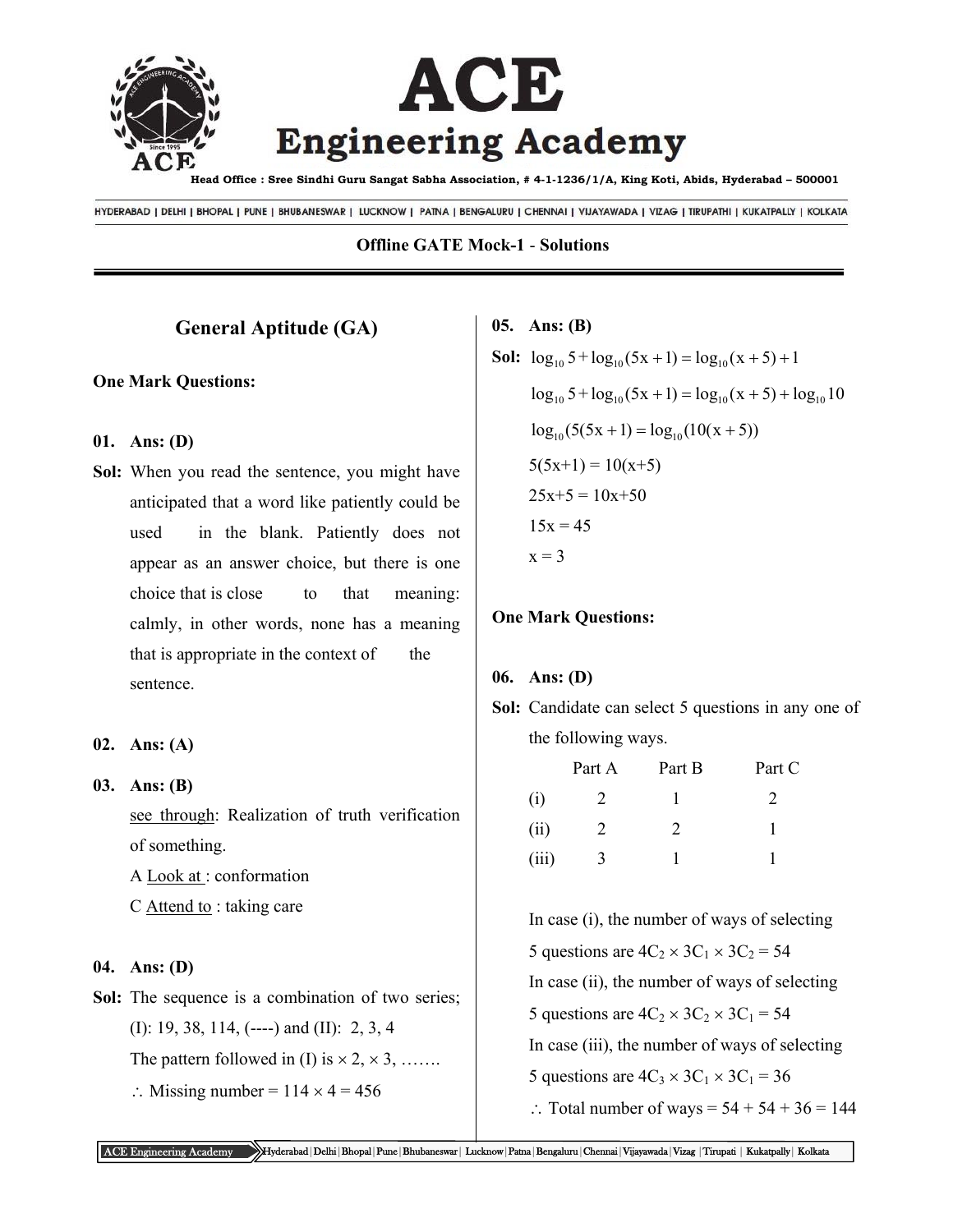**Offline GATE Mock-1 - Solutions**

## General Aptitude (GA)

### One Mark Questions:

**01. Ans: (D)**

**Sol:** When you read the sentence, you might have anticipated that a word like patiently could be used in the blank. Patiently does not appear as an answer choice, but there is one choice that is close to that meaning: calmly, in other words, none has a meaning that is appropriate in the context of the sentence.

**02. Ans: (A)**

**03. Ans: (B)**

see through: Realization of truth verification of something.

A Look at : conformation

C Attend to : taking care

**04. Ans: (D)**

**Sol:** The sequence is a combination of two series; (I): 19, 38, 114, (----) and (II): 2, 3, 4

The pattern followed in (I) is $\times 2, \times 3, \ldots\ldots$

$\therefore$ Missing number = $114 \times 4 = 456$

**05. Ans: (B)**

**Sol:**

$$\log_{10} 5 + \log_{10}(5x+1) = \log_{10}(x+5) + 1$$

$$\log_{10} 5 + \log_{10}(5x+1) = \log_{10}(x+5) + \log_{10} 10$$

$$\log_{10}(5(5x+1)) = \log_{10}(10(x+5))$$

$5(5x+1) = 10(x+5)$

$25x+5 = 10x+50$

$15x = 45$

$x = 3$

### One Mark Questions:

**06. Ans: (D)**

**Sol:** Candidate can select 5 questions in any one of the following ways.

| | Part A | Part B | Part C |
|---|---|---|---|
| (i) | 2 | 1 | 2 |
| (ii) | 2 | 2 | 1 |
| (iii) | 3 | 1 | 1 |

In case (i), the number of ways of selecting 5 questions are $4C_2 \times 3C_1 \times 3C_2 = 54$

In case (ii), the number of ways of selecting 5 questions are $4C_2 \times 3C_2 \times 3C_1 = 54$

In case (iii), the number of ways of selecting 5 questions are $4C_3 \times 3C_1 \times 3C_1 = 36$

$\therefore$ Total number of ways = $54 + 54 + 36 = 144$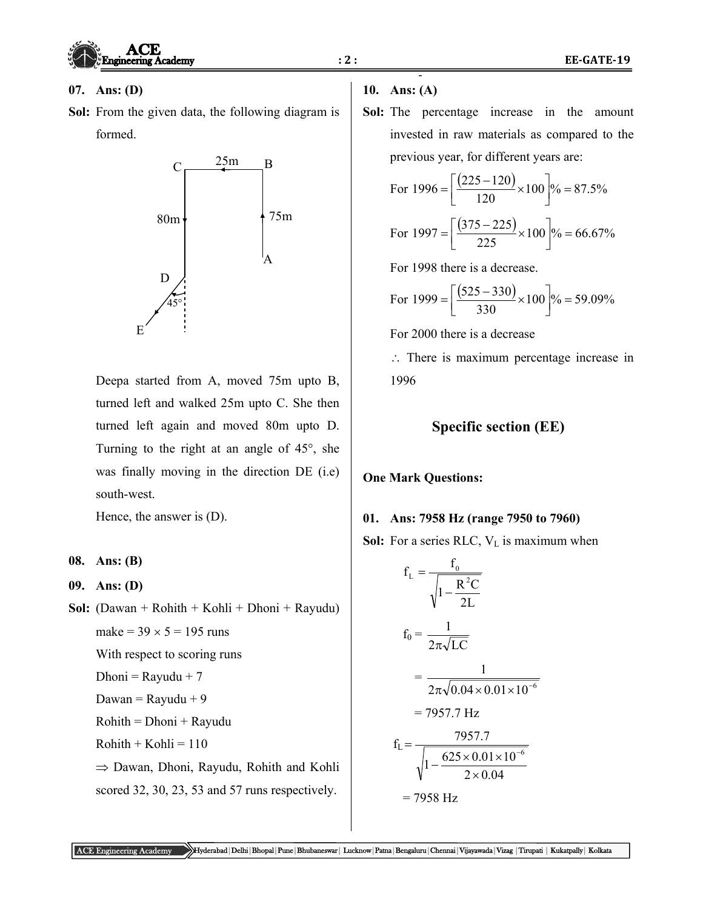**07. Ans: (D)**

**Sol:** From the given data, the following diagram is formed.

C 25m B

80m 75m

A

D

45°

E

Deepa started from A, moved 75m upto B, turned left and walked 25m upto C. She then turned left again and moved 80m upto D. Turning to the right at an angle of 45°, she was finally moving in the direction DE (i.e) south-west.

Hence, the answer is (D).

**08. Ans: (B)**

**09. Ans: (D)**

**Sol:** (Dawan + Rohith + Kohli + Dhoni + Rayudu) make = 39 × 5 = 195 runs

With respect to scoring runs

Dhoni = Rayudu + 7

Dawan = Rayudu + 9

Rohith = Dhoni + Rayudu

Rohith + Kohli = 110

⇒ Dawan, Dhoni, Rayudu, Rohith and Kohli scored 32, 30, 23, 53 and 57 runs respectively.

**10. Ans: (A)**

**Sol:** The percentage increase in the amount invested in raw materials as compared to the previous year, for different years are:

For 1996 $= \left[\frac{(225-120)}{120}\times 100\right]\% = 87.5\%$

For 1997 $= \left[\frac{(375-225)}{225}\times 100\right]\% = 66.67\%$

For 1998 there is a decrease.

For 1999 $= \left[\frac{(525-330)}{330}\times 100\right]\% = 59.09\%$

For 2000 there is a decrease

∴ There is maximum percentage increase in 1996

## Specific section (EE)

**One Mark Questions:**

**01. Ans: 7958 Hz (range 7950 to 7960)**

**Sol:** For a series RLC, $V_L$ is maximum when

$$f_L = \frac{f_0}{\sqrt{1-\frac{R^2C}{2L}}}$$

$$f_0 = \frac{1}{2\pi\sqrt{LC}}$$

$$= \frac{1}{2\pi\sqrt{0.04\times 0.01\times 10^{-6}}}$$

= 7957.7 Hz

$$f_L = \frac{7957.7}{\sqrt{1-\frac{625\times 0.01\times 10^{-6}}{2\times 0.04}}}$$

= 7958 Hz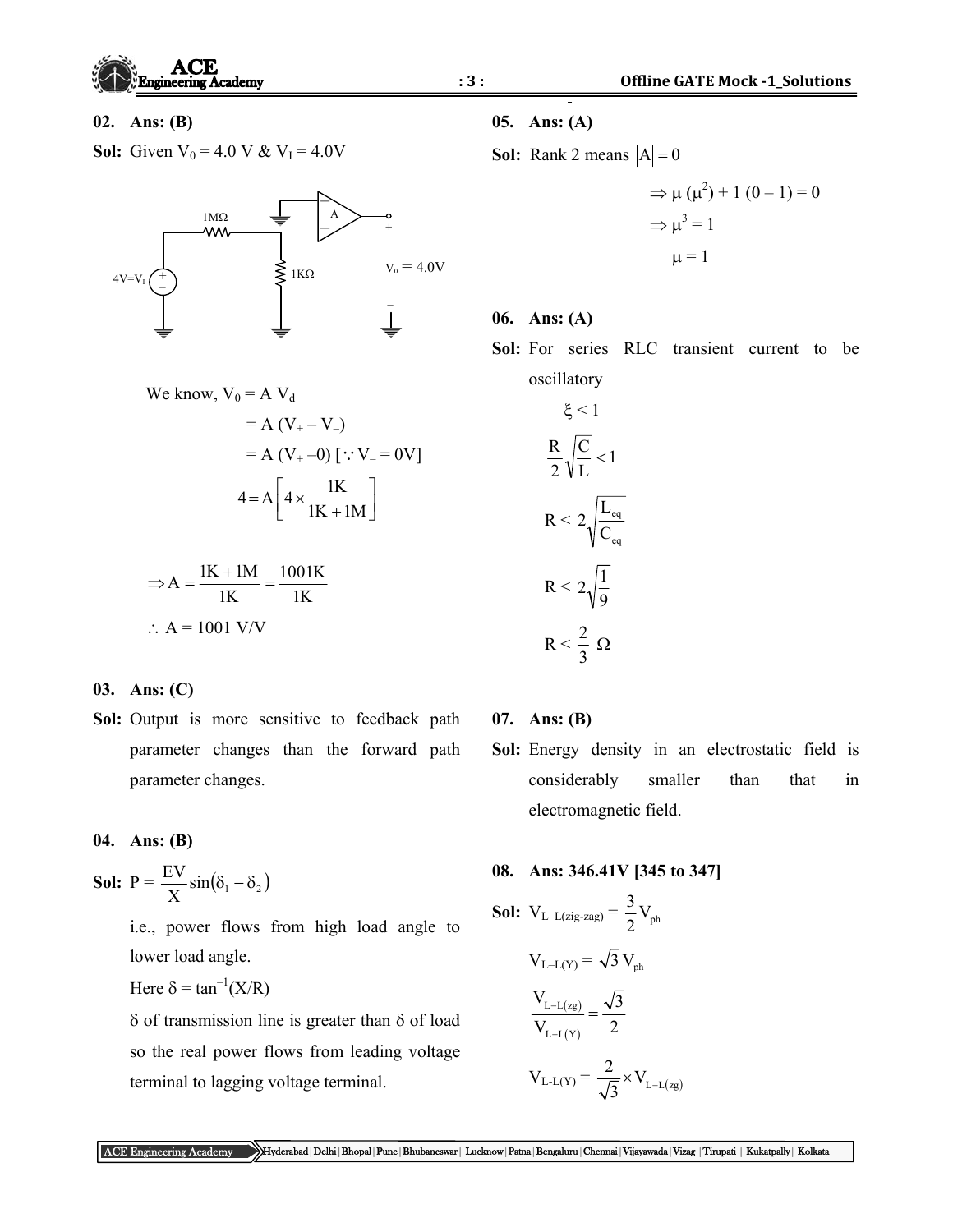**02. Ans: (B)**

**Sol:** Given $V_0 = 4.0$ V & $V_I = 4.0$V

1MΩ

A

1KΩ

$4V=V_I$

$V_o = 4.0V$

We know, $V_0 = A\, V_d$

$= A\,(V_+ - V_-)$

$= A\,(V_+ - 0)$ [$\because V_- = 0V$]

$$4 = A\left[4 \times \frac{1K}{1K + 1M}\right]$$

$$\Rightarrow A = \frac{1K + 1M}{1K} = \frac{1001K}{1K}$$

$\therefore$ A = 1001 V/V

**03. Ans: (C)**

**Sol:** Output is more sensitive to feedback path parameter changes than the forward path parameter changes.

**04. Ans: (B)**

**Sol:** $P = \dfrac{EV}{X}\sin(\delta_1 - \delta_2)$

i.e., power flows from high load angle to lower load angle.

Here $\delta = \tan^{-1}(X/R)$

$\delta$ of transmission line is greater than $\delta$ of load so the real power flows from leading voltage terminal to lagging voltage terminal.

**05. Ans: (A)**

**Sol:** Rank 2 means $|A| = 0$

$\Rightarrow \mu\,(\mu^2) + 1\,(0 - 1) = 0$

$\Rightarrow \mu^3 = 1$

$\mu = 1$

**06. Ans: (A)**

**Sol:** For series RLC transient current to be oscillatory

$\xi < 1$

$$\frac{R}{2}\sqrt{\frac{C}{L}} < 1$$

$$R < 2\sqrt{\frac{L_{eq}}{C_{eq}}}$$

$$R < 2\sqrt{\frac{1}{9}}$$

$$R < \frac{2}{3}\ \Omega$$

**07. Ans: (B)**

**Sol:** Energy density in an electrostatic field is considerably smaller than that in electromagnetic field.

**08. Ans: 346.41V [345 to 347]**

**Sol:** $V_{L-L(\text{zig-zag})} = \dfrac{3}{2}V_{ph}$

$V_{L-L(Y)} = \sqrt{3}\,V_{ph}$

$$\frac{V_{L-L(zg)}}{V_{L-L(Y)}} = \frac{\sqrt{3}}{2}$$

$$V_{L-L(Y)} = \frac{2}{\sqrt{3}} \times V_{L-L(zg)}$$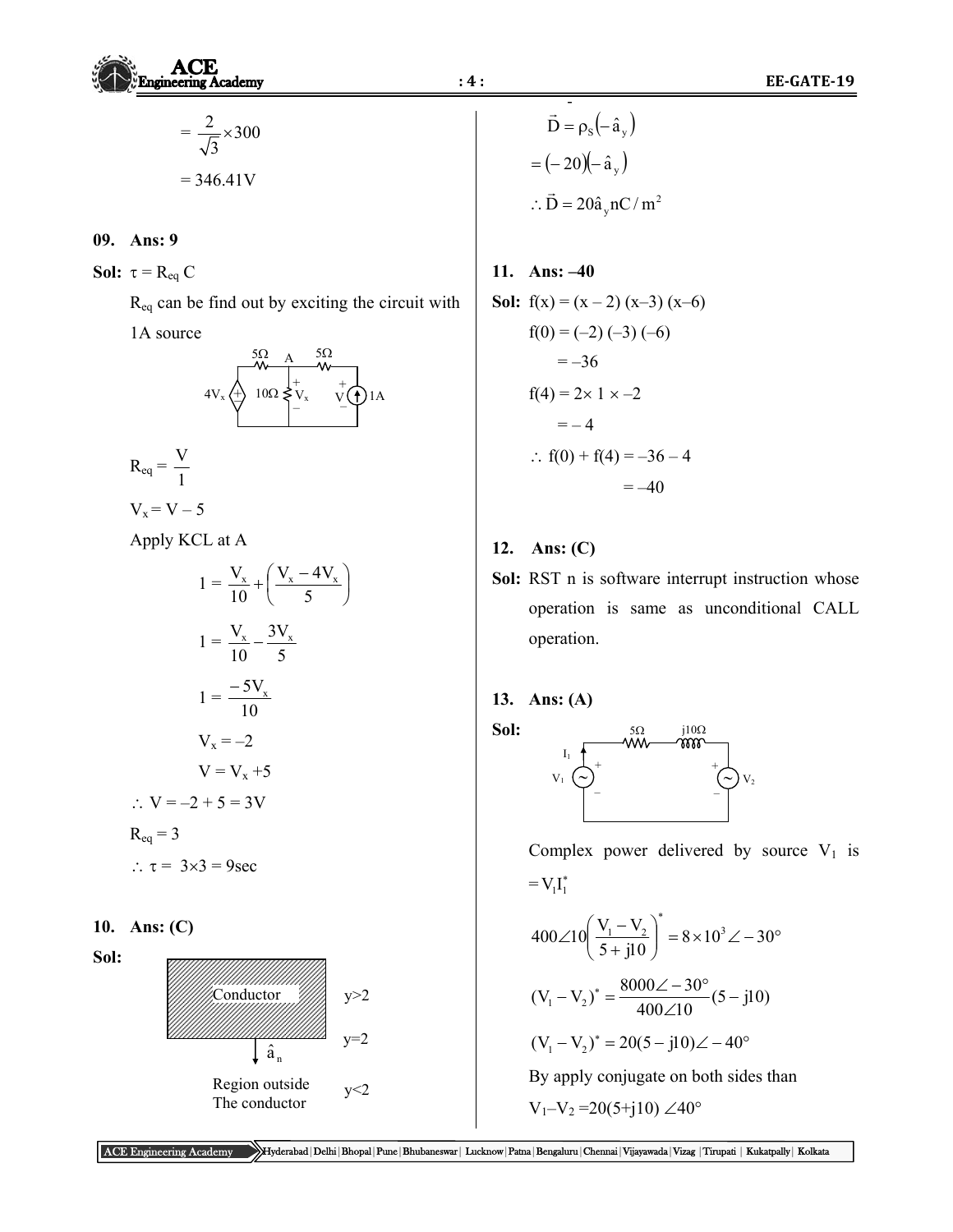$= \frac{2}{\sqrt{3}} \times 300$

$= 346.41V$

**09. Ans: 9**

**Sol:** $\tau = R_{eq} C$

$R_{eq}$ can be find out by exciting the circuit with 1A source

5Ω A 5Ω

$4V_x$ 10Ω $V_x$ V 1A

$R_{eq} = \frac{V}{1}$

$V_x = V - 5$

Apply KCL at A

$$1 = \frac{V_x}{10} + \left(\frac{V_x - 4V_x}{5}\right)$$

$$1 = \frac{V_x}{10} - \frac{3V_x}{5}$$

$$1 = \frac{-5V_x}{10}$$

$V_x = -2$

$V = V_x + 5$

$\therefore V = -2 + 5 = 3V$

$R_{eq} = 3$

$\therefore \tau = 3 \times 3 = 9sec$

**10. Ans: (C)**

**Sol:**

Conductor y>2

y=2

$\hat{a}_n$

Region outside The conductor y<2

$\vec{D} = \rho_S(-\hat{a}_y)$

$= (-20)(-\hat{a}_y)$

$\therefore \vec{D} = 20\hat{a}_y nC/m^2$

**11. Ans: –40**

**Sol:** $f(x) = (x - 2)(x - 3)(x - 6)$

$f(0) = (-2)(-3)(-6)$

$= -36$

$f(4) = 2 \times 1 \times -2$

$= -4$

$\therefore f(0) + f(4) = -36 - 4$

$= -40$

**12. Ans: (C)**

**Sol:** RST n is software interrupt instruction whose operation is same as unconditional CALL operation.

**13. Ans: (A)**

**Sol:**

5Ω j10Ω

$I_1$

$V_1$ $V_2$

Complex power delivered by source $V_1$ is $= V_1 I_1^*$

$$400\angle 10\left(\frac{V_1 - V_2}{5 + j10}\right)^* = 8 \times 10^3 \angle -30°$$

$$(V_1 - V_2)^* = \frac{8000\angle -30°}{400\angle 10}(5 - j10)$$

$$(V_1 - V_2)^* = 20(5 - j10)\angle -40°$$

By apply conjugate on both sides than

$V_1 - V_2 = 20(5 + j10)\angle 40°$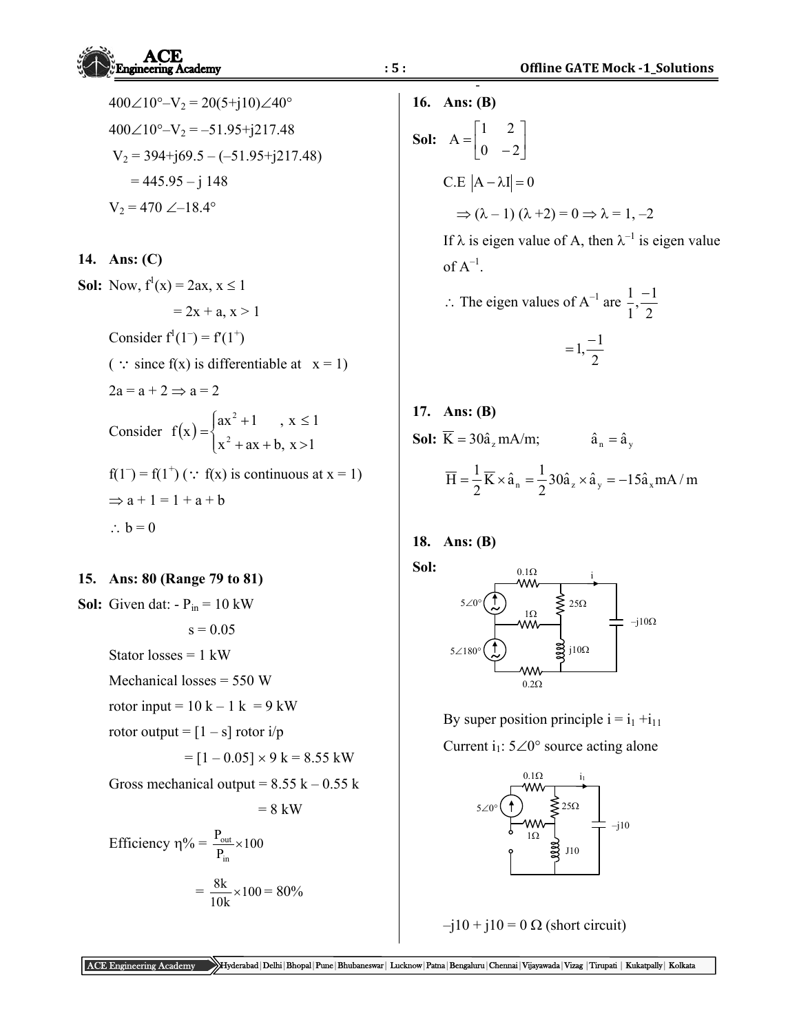$400\angle 10° – V_2 = 20(5+j10)\angle 40°$

$400\angle 10° – V_2 = –51.95+j217.48$

$V_2 = 394+j69.5 – (–51.95+j217.48)$

$= 445.95 – j\,148$

$V_2 = 470\ \angle –18.4°$

**14. Ans: (C)**

**Sol:** Now, $f^{I}(x) = 2ax,\ x \le 1$

$= 2x + a,\ x > 1$

Consider $f^{I}(1^{-}) = f'(1^{+})$

($\because$ since f(x) is differentiable at x = 1)

$2a = a + 2 \Rightarrow a = 2$

Consider $f(x) = \begin{cases} ax^2 + 1 & ,\ x \le 1 \\ x^2 + ax + b, & x > 1 \end{cases}$

$f(1^{-}) = f(1^{+})$ ($\because$ f(x) is continuous at x = 1)

$\Rightarrow a + 1 = 1 + a + b$

$\therefore b = 0$

**15. Ans: 80 (Range 79 to 81)**

**Sol:** Given dat: - $P_{in}$ = 10 kW

s = 0.05

Stator losses = 1 kW

Mechanical losses = 550 W

rotor input = 10 k – 1 k = 9 kW

rotor output = [1 – s] rotor i/p

= [1 – 0.05] × 9 k = 8.55 kW

Gross mechanical output = 8.55 k – 0.55 k

= 8 kW

Efficiency $\eta\% = \frac{P_{out}}{P_{in}} \times 100$

$= \frac{8k}{10k} \times 100 = 80\%$

**16. Ans: (B)**

**Sol:** $A = \begin{bmatrix} 1 & 2 \\ 0 & -2 \end{bmatrix}$

C.E $|A - \lambda I| = 0$

$\Rightarrow (\lambda – 1)(\lambda + 2) = 0 \Rightarrow \lambda = 1, –2$

If $\lambda$ is eigen value of A, then $\lambda^{-1}$ is eigen value of $A^{-1}$.

$\therefore$ The eigen values of $A^{-1}$ are $\frac{1}{1}, \frac{-1}{2}$

$= 1, \frac{-1}{2}$

**17. Ans: (B)**

**Sol:** $\overline{K} = 30\hat{a}_z$ mA/m; $\hat{a}_n = \hat{a}_y$

$\overline{H} = \frac{1}{2}\overline{K} \times \hat{a}_n = \frac{1}{2}30\hat{a}_z \times \hat{a}_y = -15\hat{a}_x \text{mA/m}$

**18. Ans: (B)**

**Sol:**

0.1Ω, i, 5∠0°, 25Ω, 1Ω, –j10Ω, 5∠180°, j10Ω, 0.2Ω

By super position principle $i = i_1 + i_{11}$

Current $i_1$: 5∠0° source acting alone

0.1Ω, $i_1$, 5∠0°, 25Ω, –j10, 1Ω, J10

$–j10 + j10 = 0\ \Omega$ (short circuit)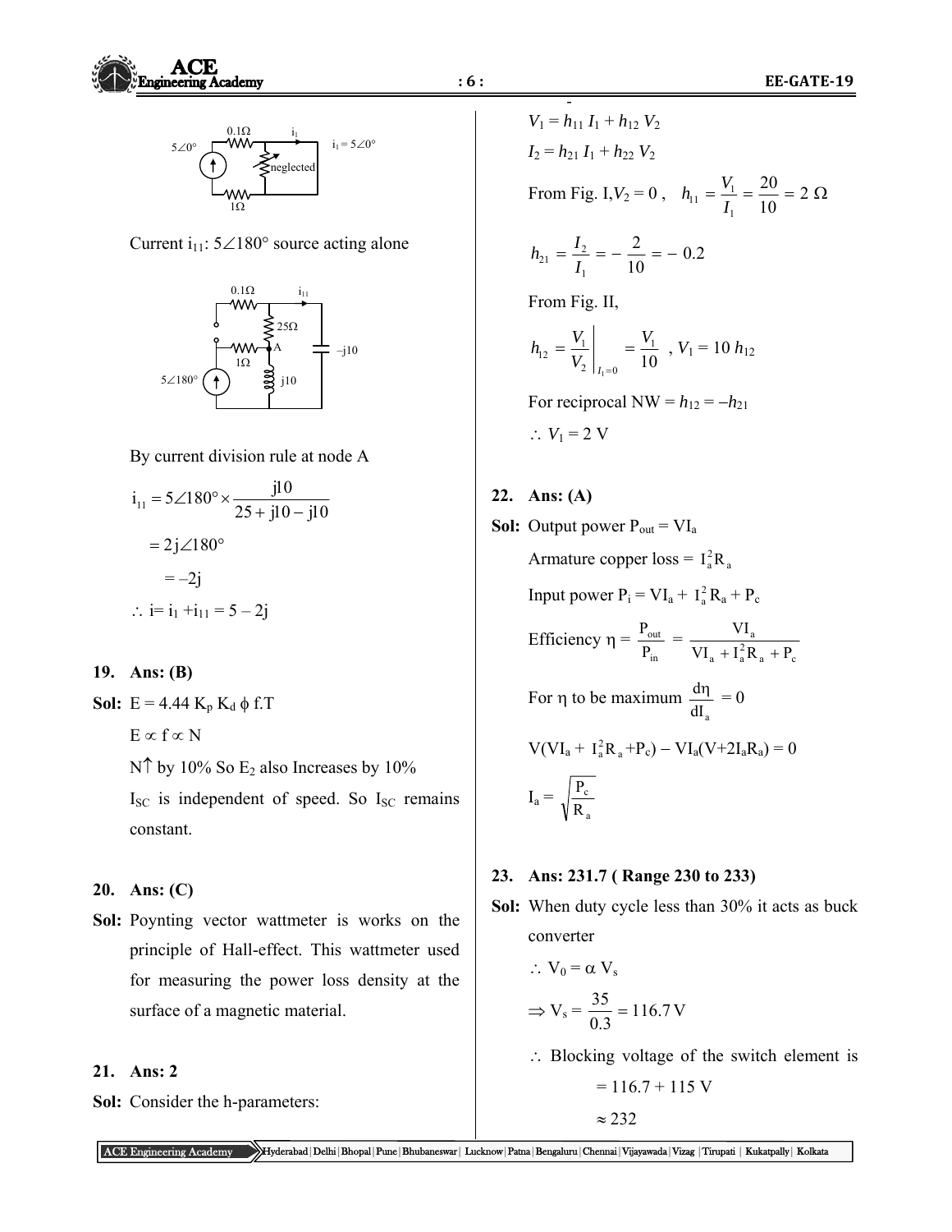0.1Ω i$_1$

$5\angle 0°$ neglected $i_1 = 5\angle 0°$

1Ω

Current $i_{11}$: $5\angle 180°$ source acting alone

0.1Ω $i_{11}$

25Ω

A −j10

1Ω

$5\angle 180°$ j10

By current division rule at node A

$$i_{11} = 5\angle 180° \times \frac{j10}{25 + j10 - j10}$$

$$= 2j\angle 180°$$

$$= -2j$$

$\therefore$ i= $i_1 + i_{11} = 5 - 2j$

**19. Ans: (B)**

**Sol:** $E = 4.44\ K_p\ K_d\ \phi\ f.T$

$E \propto f \propto N$

N↑ by 10% So $E_2$ also Increases by 10%

$I_{SC}$ is independent of speed. So $I_{SC}$ remains constant.

**20. Ans: (C)**

**Sol:** Poynting vector wattmeter is works on the principle of Hall-effect. This wattmeter used for measuring the power loss density at the surface of a magnetic material.

**21. Ans: 2**

**Sol:** Consider the h-parameters:

$V_1 = h_{11} I_1 + h_{12} V_2$

$I_2 = h_{21} I_1 + h_{22} V_2$

From Fig. I, $V_2 = 0$ , $h_{11} = \frac{V_1}{I_1} = \frac{20}{10} = 2\ \Omega$

$$h_{21} = \frac{I_2}{I_1} = -\frac{2}{10} = -0.2$$

From Fig. II,

$$h_{12} = \left.\frac{V_1}{V_2}\right|_{I_1=0} = \frac{V_1}{10}\ ,\ V_1 = 10\ h_{12}$$

For reciprocal NW = $h_{12} = -h_{21}$

$\therefore V_1 = 2$ V

**22. Ans: (A)**

**Sol:** Output power $P_{out} = VI_a$

Armature copper loss = $I_a^2 R_a$

Input power $P_i = VI_a + I_a^2 R_a + P_c$

$$\text{Efficiency } \eta = \frac{P_{out}}{P_{in}} = \frac{VI_a}{VI_a + I_a^2 R_a + P_c}$$

For $\eta$ to be maximum $\frac{d\eta}{dI_a} = 0$

$V(VI_a + I_a^2 R_a + P_c) - VI_a(V + 2I_aR_a) = 0$

$$I_a = \sqrt{\frac{P_c}{R_a}}$$

**23. Ans: 231.7 ( Range 230 to 233)**

**Sol:** When duty cycle less than 30% it acts as buck converter

$\therefore V_0 = \alpha\ V_s$

$$\Rightarrow V_s = \frac{35}{0.3} = 116.7\,V$$

$\therefore$ Blocking voltage of the switch element is

= 116.7 + 115 V

≈ 232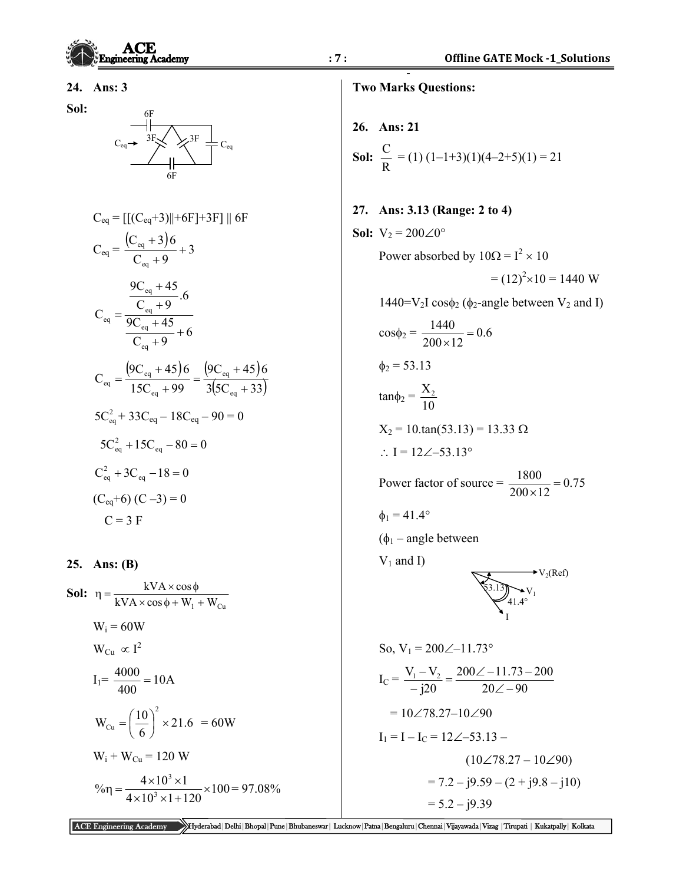**24. Ans: 3**

**Sol:**

6F

3F 3F

$C_{eq}$ → $C_{eq}$

6F

$C_{eq}$ = [[($C_{eq}$+3)||+6F]+3F] || 6F

$$C_{eq} = \frac{(C_{eq}+3)6}{C_{eq}+9} + 3$$

$$C_{eq} = \frac{\frac{9C_{eq}+45}{C_{eq}+9}.6}{\frac{9C_{eq}+45}{C_{eq}+9}+6}$$

$$C_{eq} = \frac{(9C_{eq}+45)6}{15C_{eq}+99} = \frac{(9C_{eq}+45)6}{3(5C_{eq}+33)}$$

$$5C_{eq}^2 + 33C_{eq} - 18C_{eq} - 90 = 0$$

$$5C_{eq}^2 + 15C_{eq} - 80 = 0$$

$$C_{eq}^2 + 3C_{eq} - 18 = 0$$

$(C_{eq}+6)(C-3) = 0$

C = 3 F

**25. Ans: (B)**

**Sol:** $\eta = \dfrac{kVA \times \cos\phi}{kVA \times \cos\phi + W_1 + W_{Cu}}$

$W_i$ = 60W

$W_{Cu} \propto I^2$

$I_1 = \dfrac{4000}{400} = 10A$

$W_{Cu} = \left(\dfrac{10}{6}\right)^2 \times 21.6 = 60W$

$W_i + W_{Cu}$ = 120 W

$$\%\eta = \frac{4\times10^3\times1}{4\times10^3\times1+120}\times100 = 97.08\%$$

**Two Marks Questions:**

**26. Ans: 21**

**Sol:** $\dfrac{C}{R}$ = (1) (1–1+3)(1)(4–2+5)(1) = 21

**27. Ans: 3.13 (Range: 2 to 4)**

**Sol:** $V_2 = 200\angle0°$

Power absorbed by 10Ω = $I^2 \times 10$

$= (12)^2\times10$ = 1440 W

$1440 = V_2 I \cos\phi_2$ ($\phi_2$-angle between $V_2$ and I)

$\cos\phi_2 = \dfrac{1440}{200\times12} = 0.6$

$\phi_2$ = 53.13

$\tan\phi_2 = \dfrac{X_2}{10}$

$X_2$ = 10.tan(53.13) = 13.33 Ω

∴ I = 12∠–53.13°

Power factor of source = $\dfrac{1800}{200\times12} = 0.75$

$\phi_1$ = 41.4°

($\phi_1$ – angle between $V_1$ and I)

$V_2$(Ref)

53.13

$V_1$

41.4°

I

So, $V_1$ = 200∠–11.73°

$$I_C = \frac{V_1 - V_2}{-j20} = \frac{200\angle-11.73 - 200}{20\angle-90}$$

= 10∠78.27–10∠90

$I_1 = I - I_C$ = 12∠–53.13 – (10∠78.27 – 10∠90)

= 7.2 – j9.59 – (2 + j9.8 – j10)

= 5.2 – j9.39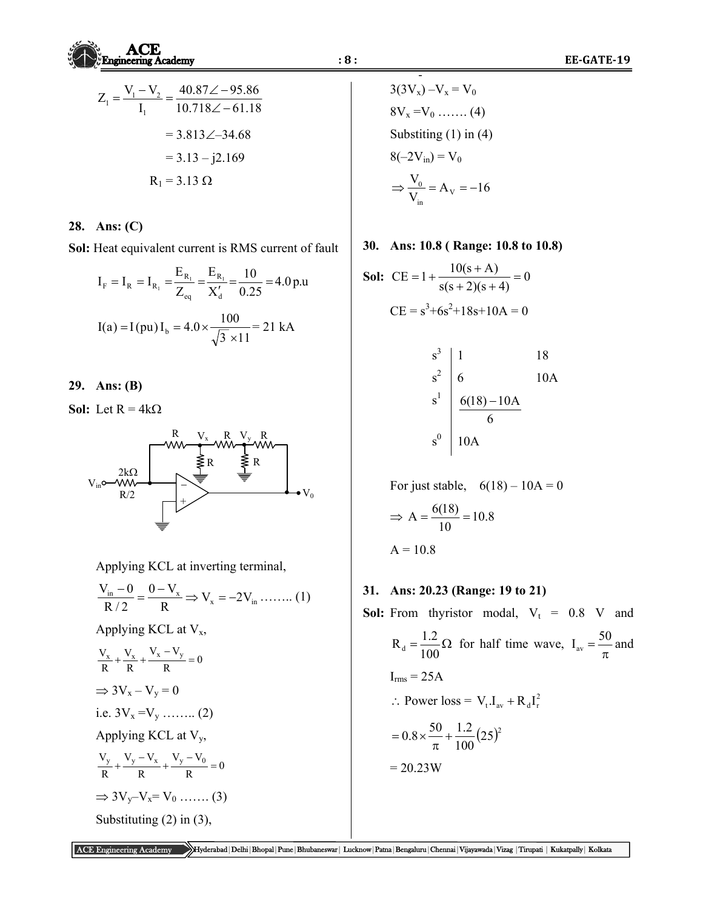$$Z_1 = \frac{V_1 - V_2}{I_1} = \frac{40.87\angle -95.86}{10.718\angle -61.18}$$

$$= 3.813\angle -34.68$$

$$= 3.13 - j2.169$$

$$R_1 = 3.13\ \Omega$$

**28. Ans: (C)**

**Sol:** Heat equivalent current is RMS current of fault

$$I_F = I_R = I_{R_1} = \frac{E_{R_1}}{Z_{eq}} = \frac{E_{R_1}}{X'_d} = \frac{10}{0.25} = 4.0\,\text{p.u}$$

$$I(a) = I(pu)\,I_b = 4.0 \times \frac{100}{\sqrt{3} \times 11} = 21\ \text{kA}$$

**29. Ans: (B)**

**Sol:** Let R = 4kΩ

R, $V_x$, R, $V_y$, R, R, R, 2kΩ, R/2, $V_{in}$, $V_0$, −, +

Applying KCL at inverting terminal,

$$\frac{V_{in} - 0}{R/2} = \frac{0 - V_x}{R} \Rightarrow V_x = -2V_{in} \text{ …….. (1)}$$

Applying KCL at $V_x$,

$$\frac{V_x}{R} + \frac{V_x}{R} + \frac{V_x - V_y}{R} = 0$$

$$\Rightarrow 3V_x - V_y = 0$$

i.e. $3V_x = V_y$ …….. (2)

Applying KCL at $V_y$,

$$\frac{V_y}{R} + \frac{V_y - V_x}{R} + \frac{V_y - V_0}{R} = 0$$

$\Rightarrow 3V_y - V_x = V_0$ ……. (3)

Substituting (2) in (3),

$3(3V_x) - V_x = V_0$

$8V_x = V_0$ ……. (4)

Substiting (1) in (4)

$8(-2V_{in}) = V_0$

$$\Rightarrow \frac{V_0}{V_{in}} = A_V = -16$$

**30. Ans: 10.8 ( Range: 10.8 to 10.8)**

**Sol:** $$CE = 1 + \frac{10(s + A)}{s(s+2)(s+4)} = 0$$

$CE = s^3 + 6s^2 + 18s + 10A = 0$

| | | |
|---|---|---|
| $s^3$ | 1 | 18 |
| $s^2$ | 6 | 10A |
| $s^1$ | $\frac{6(18) - 10A}{6}$ | |
| $s^0$ | 10A | |

For just stable, $6(18) - 10A = 0$

$$\Rightarrow A = \frac{6(18)}{10} = 10.8$$

A = 10.8

**31. Ans: 20.23 (Range: 19 to 21)**

**Sol:** From thyristor modal, $V_t$ = 0.8 V and $R_d = \frac{1.2}{100}\Omega$ for half time wave, $I_{av} = \frac{50}{\pi}$ and

$I_{rms} = 25A$

$$\therefore \text{ Power loss} = V_t.I_{av} + R_d I_r^2$$

$$= 0.8 \times \frac{50}{\pi} + \frac{1.2}{100}(25)^2$$

= 20.23W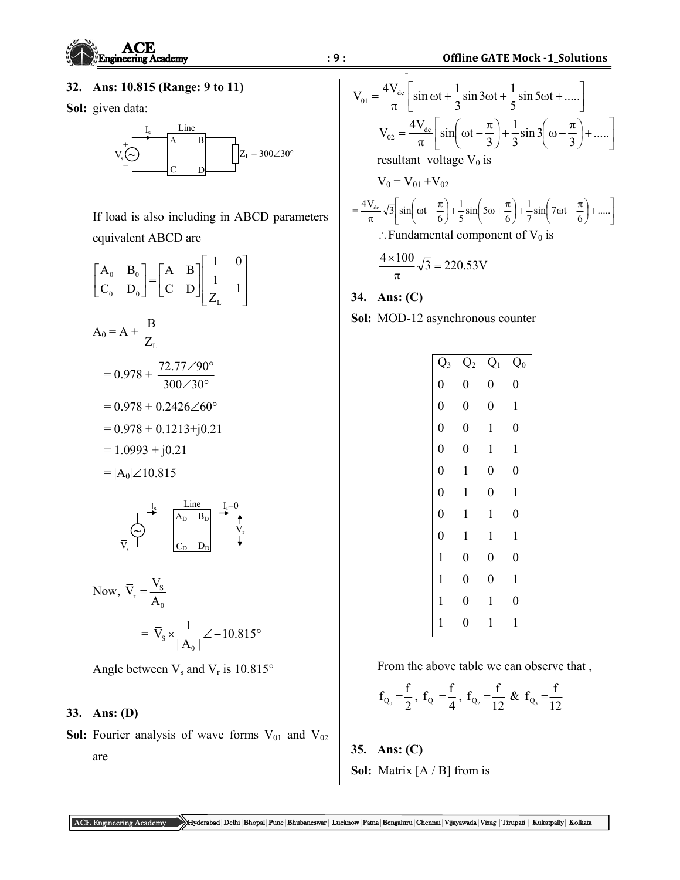**32. Ans: 10.815 (Range: 9 to 11)**

**Sol:** given data:

$I_s$ Line A B C D, $\bar{V}_s$, $Z_L = 300\angle 30°$

If load is also including in ABCD parameters equivalent ABCD are

$$\begin{bmatrix} A_0 & B_0 \\ C_0 & D_0 \end{bmatrix} = \begin{bmatrix} A & B \\ C & D \end{bmatrix}\begin{bmatrix} 1 & 0 \\ \frac{1}{Z_L} & 1 \end{bmatrix}$$

$$A_0 = A + \frac{B}{Z_L}$$

$$= 0.978 + \frac{72.77\angle 90°}{300\angle 30°}$$

$$= 0.978 + 0.2426\angle 60°$$

$$= 0.978 + 0.1213 + j0.21$$

$$= 1.0993 + j0.21$$

$$= |A_0|\angle 10.815$$

$I_s$ Line $I_r = 0$, $A_D$ $B_D$ $C_D$ $D_D$, $\bar{V}_s$, $V_r$

Now, $\bar{V}_r = \dfrac{\bar{V}_S}{A_0}$

$$= \bar{V}_S \times \frac{1}{|A_0|}\angle -10.815°$$

Angle between $V_s$ and $V_r$ is 10.815°

**33. Ans: (D)**

**Sol:** Fourier analysis of wave forms $V_{01}$ and $V_{02}$ are

$$V_{01} = \frac{4V_{dc}}{\pi}\left[\sin\omega t + \frac{1}{3}\sin 3\omega t + \frac{1}{5}\sin 5\omega t + .....\right]$$

$$V_{02} = \frac{4V_{dc}}{\pi}\left[\sin\left(\omega t - \frac{\pi}{3}\right) + \frac{1}{3}\sin 3\left(\omega - \frac{\pi}{3}\right) + .....\right]$$

resultant voltage $V_0$ is

$$V_0 = V_{01} + V_{02}$$

$$= \frac{4V_{dc}}{\pi}\sqrt{3}\left[\sin\left(\omega t - \frac{\pi}{6}\right) + \frac{1}{5}\sin\left(5\omega + \frac{\pi}{6}\right) + \frac{1}{7}\sin\left(7\omega t - \frac{\pi}{6}\right) + .....\right]$$

$\therefore$ Fundamental component of $V_0$ is

$$\frac{4\times 100}{\pi}\sqrt{3} = 220.53\text{V}$$

**34. Ans: (C)**

**Sol:** MOD-12 asynchronous counter

| $Q_3$ | $Q_2$ | $Q_1$ | $Q_0$ |
|---|---|---|---|
| 0 | 0 | 0 | 0 |
| 0 | 0 | 0 | 1 |
| 0 | 0 | 1 | 0 |
| 0 | 0 | 1 | 1 |
| 0 | 1 | 0 | 0 |
| 0 | 1 | 0 | 1 |
| 0 | 1 | 1 | 0 |
| 0 | 1 | 1 | 1 |
| 1 | 0 | 0 | 0 |
| 1 | 0 | 0 | 1 |
| 1 | 0 | 1 | 0 |
| 1 | 0 | 1 | 1 |

From the above table we can observe that ,

$$f_{Q_0} = \frac{f}{2},\ f_{Q_1} = \frac{f}{4},\ f_{Q_2} = \frac{f}{12}\ \&\ f_{Q_3} = \frac{f}{12}$$

**35. Ans: (C)**

**Sol:** Matrix [A / B] from is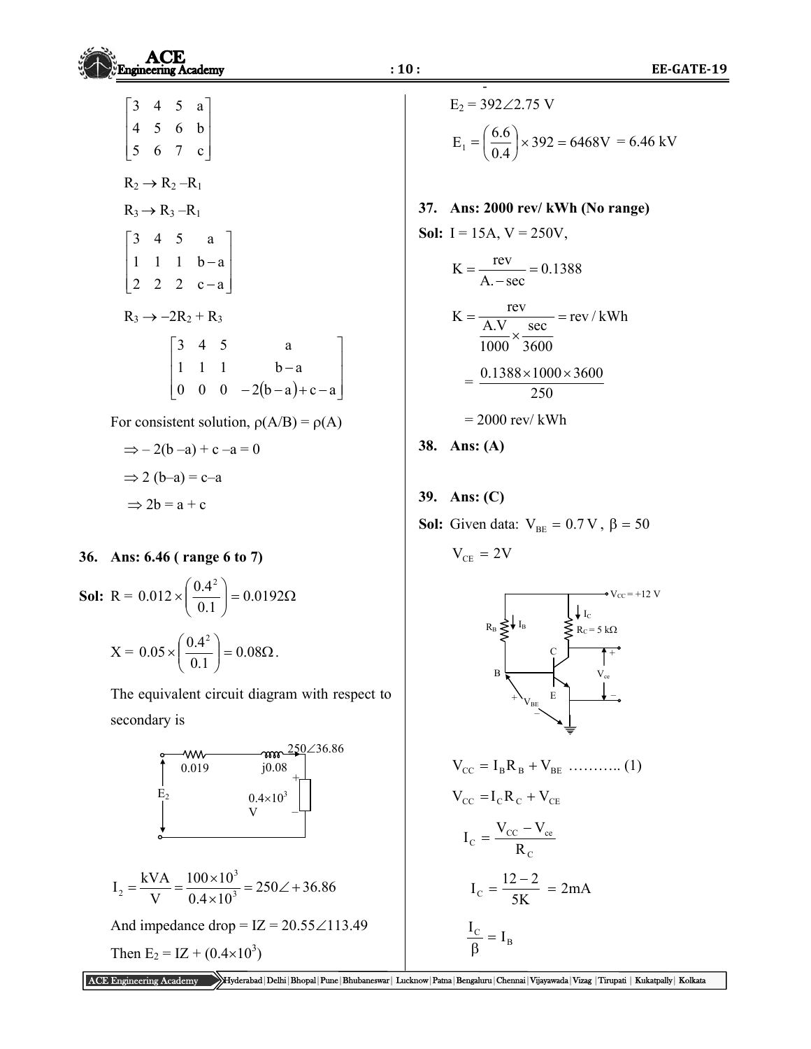$$\begin{bmatrix} 3 & 4 & 5 & a \\ 4 & 5 & 6 & b \\ 5 & 6 & 7 & c \end{bmatrix}$$

$R_2 \to R_2 - R_1$

$R_3 \to R_3 - R_1$

$$\begin{bmatrix} 3 & 4 & 5 & a \\ 1 & 1 & 1 & b-a \\ 2 & 2 & 2 & c-a \end{bmatrix}$$

$R_3 \to -2R_2 + R_3$

$$\begin{bmatrix} 3 & 4 & 5 & a \\ 1 & 1 & 1 & b-a \\ 0 & 0 & 0 & -2(b-a)+c-a \end{bmatrix}$$

For consistent solution, $\rho(A/B) = \rho(A)$

$\Rightarrow -2(b-a) + c - a = 0$

$\Rightarrow 2(b-a) = c-a$

$\Rightarrow 2b = a + c$

**36. Ans: 6.46 ( range 6 to 7)**

**Sol:** $R = 0.012 \times \left(\dfrac{0.4^2}{0.1}\right) = 0.0192\Omega$

$X = 0.05 \times \left(\dfrac{0.4^2}{0.1}\right) = 0.08\Omega.$

The equivalent circuit diagram with respect to secondary is

0.019
j0.08
$250\angle 36.86$
$E_2$
$0.4\times10^3$ V

$$I_2 = \frac{kVA}{V} = \frac{100\times10^3}{0.4\times10^3} = 250\angle +36.86$$

And impedance drop = IZ = $20.55\angle 113.49$

Then $E_2 = IZ + (0.4\times10^3)$

$E_2 = 392\angle 2.75$ V

$$E_1 = \left(\frac{6.6}{0.4}\right)\times 392 = 6468V = 6.46 \text{ kV}$$

**37. Ans: 2000 rev/ kWh (No range)**

**Sol:** I = 15A, V = 250V,

$$K = \frac{rev}{A.-sec} = 0.1388$$

$$K = \frac{rev}{\dfrac{A.V}{1000}\times\dfrac{sec}{3600}} = rev/kWh$$

$$= \frac{0.1388\times1000\times3600}{250}$$

= 2000 rev/ kWh

**38. Ans: (A)**

**39. Ans: (C)**

**Sol:** Given data: $V_{BE} = 0.7\,V$, $\beta = 50$

$V_{CE} = 2V$

$V_{CC} = +12$ V
$I_C$
$R_B$
$I_B$
$R_C = 5$ kΩ
C
B
$V_{ce}$
E
$V_{BE}$

$V_{CC} = I_B R_B + V_{BE}$ ……….. (1)

$V_{CC} = I_C R_C + V_{CE}$

$$I_C = \frac{V_{CC} - V_{ce}}{R_C}$$

$$I_C = \frac{12-2}{5K} = 2mA$$

$$\frac{I_C}{\beta} = I_B$$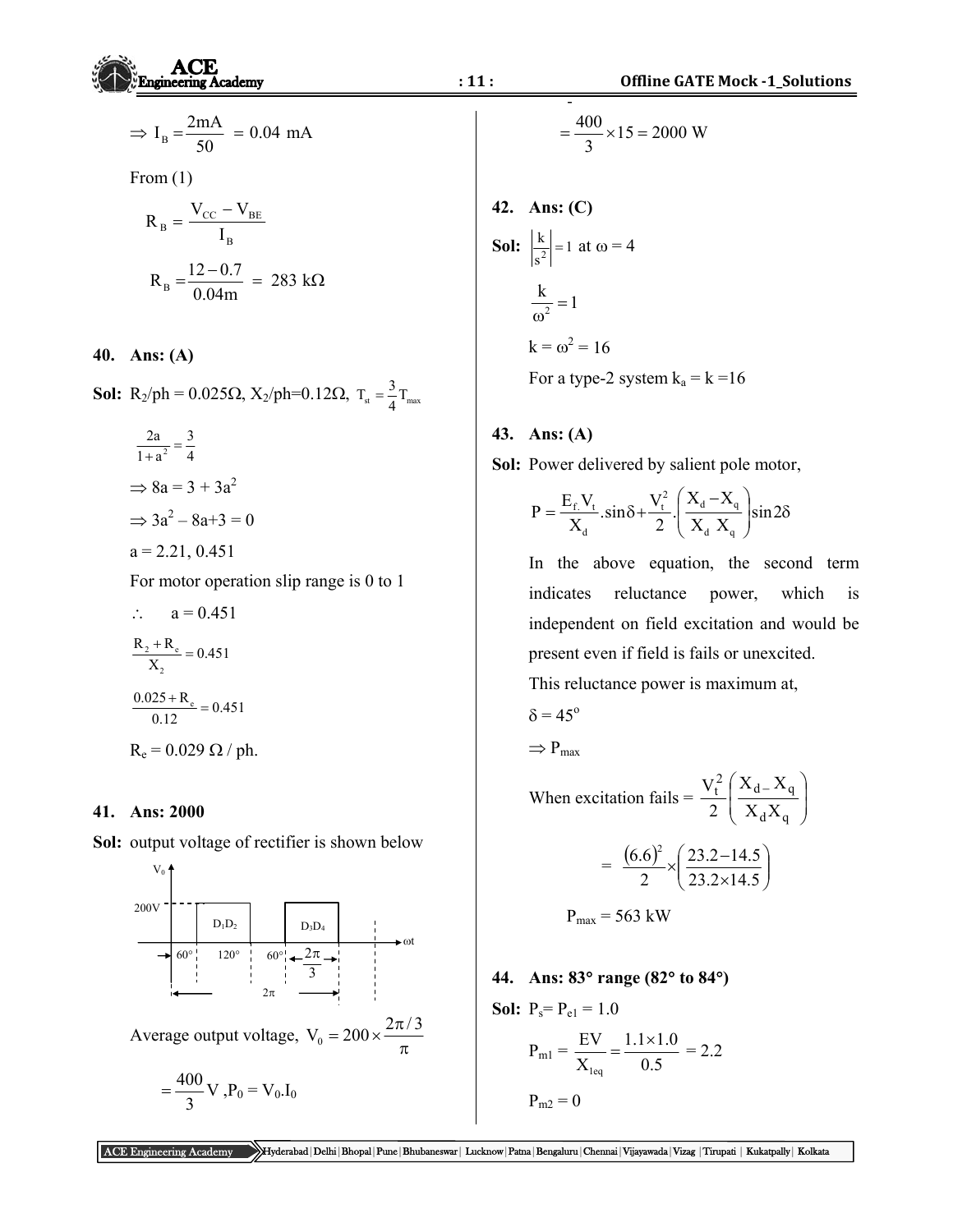$$\Rightarrow I_B = \frac{2\text{mA}}{50} = 0.04 \text{ mA}$$

From (1)

$$R_B = \frac{V_{CC} - V_{BE}}{I_B}$$

$$R_B = \frac{12 - 0.7}{0.04\text{m}} = 283 \text{ k}\Omega$$

**40. Ans: (A)**

**Sol:** $R_2$/ph = 0.025Ω, $X_2$/ph=0.12Ω, $T_{st} = \frac{3}{4}T_{max}$

$$\frac{2a}{1+a^2} = \frac{3}{4}$$

$\Rightarrow 8a = 3 + 3a^2$

$\Rightarrow 3a^2 - 8a + 3 = 0$

a = 2.21, 0.451

For motor operation slip range is 0 to 1

$\therefore$ a = 0.451

$$\frac{R_2 + R_e}{X_2} = 0.451$$

$$\frac{0.025 + R_e}{0.12} = 0.451$$

$R_e$ = 0.029 Ω / ph.

**41. Ans: 2000**

**Sol:** output voltage of rectifier is shown below

[Figure: waveform of $V_0$ vs ωt; 200V pulses labelled $D_1D_2$ and $D_3D_4$; 60°, 120°, 60°, $\frac{2\pi}{3}$, 2π marked]

Average output voltage, $V_0 = 200 \times \frac{2\pi/3}{\pi}$

$$= \frac{400}{3} \text{V}, P_0 = V_0.I_0$$

$$= \frac{400}{3} \times 15 = 2000 \text{ W}$$

**42. Ans: (C)**

**Sol:** $\left|\frac{k}{s^2}\right| = 1$ at ω = 4

$$\frac{k}{\omega^2} = 1$$

$k = \omega^2 = 16$

For a type-2 system $k_a$ = k =16

**43. Ans: (A)**

**Sol:** Power delivered by salient pole motor,

$$P = \frac{E_f.V_t}{X_d}.\sin\delta + \frac{V_t^2}{2}.\left(\frac{X_d - X_q}{X_d X_q}\right)\sin 2\delta$$

In the above equation, the second term indicates reluctance power, which is independent on field excitation and would be present even if field is fails or unexcited.

This reluctance power is maximum at,

δ = 45°

$\Rightarrow P_{max}$

When excitation fails = $\frac{V_t^2}{2}\left(\frac{X_d - X_q}{X_d X_q}\right)$

$$= \frac{(6.6)^2}{2} \times \left(\frac{23.2 - 14.5}{23.2 \times 14.5}\right)$$

$P_{max}$ = 563 kW

**44. Ans: 83° range (82° to 84°)**

**Sol:** $P_s = P_{e1} = 1.0$

$$P_{m1} = \frac{EV}{X_{1eq}} = \frac{1.1 \times 1.0}{0.5} = 2.2$$

$P_{m2} = 0$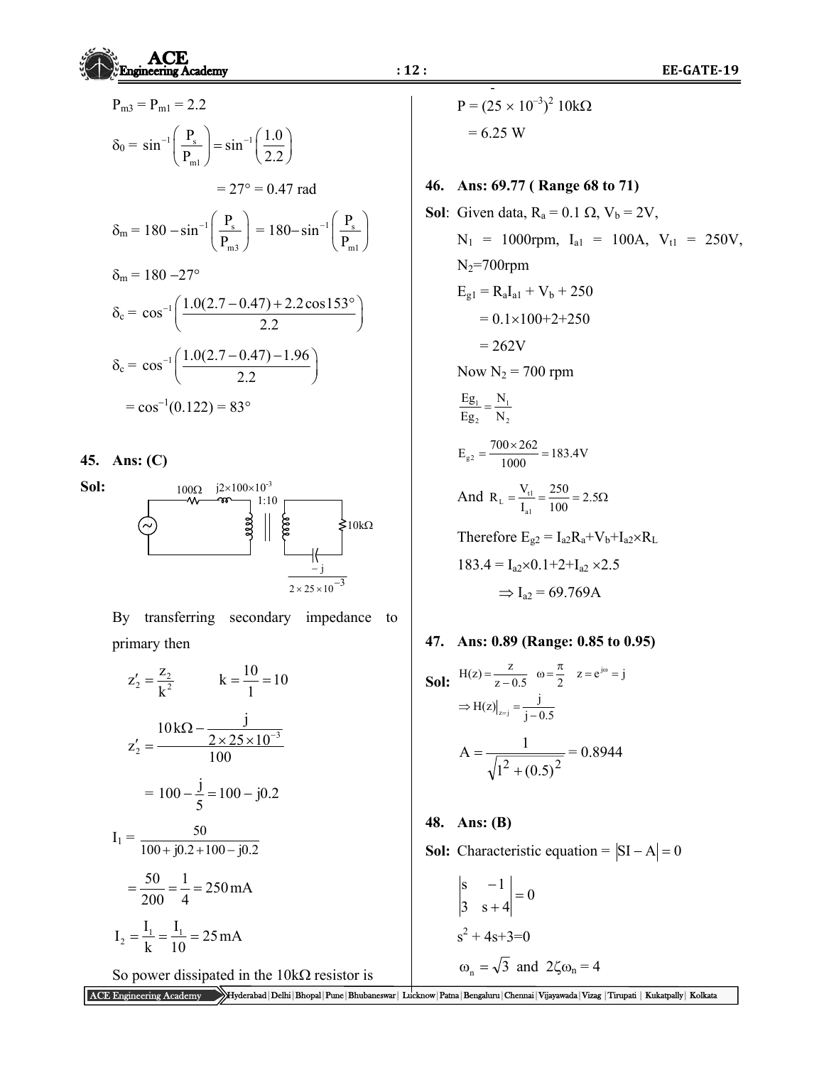$P_{m3} = P_{m1} = 2.2$

$$\delta_0 = \sin^{-1}\left(\frac{P_s}{P_{m1}}\right) = \sin^{-1}\left(\frac{1.0}{2.2}\right)$$

$$= 27° = 0.47 \text{ rad}$$

$$\delta_m = 180 - \sin^{-1}\left(\frac{P_s}{P_{m3}}\right) = 180 - \sin^{-1}\left(\frac{P_s}{P_{m1}}\right)$$

$$\delta_m = 180 - 27°$$

$$\delta_c = \cos^{-1}\left(\frac{1.0(2.7-0.47)+2.2\cos 153°}{2.2}\right)$$

$$\delta_c = \cos^{-1}\left(\frac{1.0(2.7-0.47)-1.96}{2.2}\right)$$

$$= \cos^{-1}(0.122) = 83°$$

**45. Ans: (C)**

**Sol:**

(Circuit: source, 100Ω, $j2\times100\times10^{-3}$, transformer 1:10, secondary with 10kΩ and capacitor $\frac{-j}{2\times25\times10^{-3}}$)

By transferring secondary impedance to primary then

$$z_2' = \frac{z_2}{k^2} \qquad k = \frac{10}{1} = 10$$

$$z_2' = \frac{10\,\text{k}\Omega - \dfrac{j}{2\times25\times10^{-3}}}{100}$$

$$= 100 - \frac{j}{5} = 100 - j0.2$$

$$I_1 = \frac{50}{100 + j0.2 + 100 - j0.2}$$

$$= \frac{50}{200} = \frac{1}{4} = 250\,\text{mA}$$

$$I_2 = \frac{I_1}{k} = \frac{I_1}{10} = 25\,\text{mA}$$

So power dissipated in the 10kΩ resistor is

$$P = (25\times10^{-3})^2\ 10\text{k}\Omega$$

$$= 6.25 \text{ W}$$

**46. Ans: 69.77 ( Range 68 to 71)**

**Sol**: Given data, $R_a = 0.1\ \Omega$, $V_b = 2V$, $N_1 = 1000$rpm, $I_{a1} = 100$A, $V_{t1} = 250$V, $N_2 = 700$rpm

$$E_{g1} = R_aI_{a1} + V_b + 250$$

$$= 0.1\times100+2+250$$

$$= 262\text{V}$$

Now $N_2 = 700$ rpm

$$\frac{Eg_1}{Eg_2} = \frac{N_1}{N_2}$$

$$E_{g2} = \frac{700\times262}{1000} = 183.4\text{V}$$

And $R_L = \frac{V_{t1}}{I_{a1}} = \frac{250}{100} = 2.5\Omega$

Therefore $E_{g2} = I_{a2}R_a + V_b + I_{a2}\times R_L$

$$183.4 = I_{a2}\times0.1 + 2 + I_{a2}\times2.5$$

$$\Rightarrow I_{a2} = 69.769\text{A}$$

**47. Ans: 0.89 (Range: 0.85 to 0.95)**

**Sol:** $H(z) = \frac{z}{z-0.5} \quad \omega = \frac{\pi}{2} \quad z = e^{j\omega} = j$

$$\Rightarrow H(z)\big|_{z=j} = \frac{j}{j-0.5}$$

$$A = \frac{1}{\sqrt{1^2+(0.5)^2}} = 0.8944$$

**48. Ans: (B)**

**Sol:** Characteristic equation = $|SI - A| = 0$

$$\begin{vmatrix} s & -1 \\ 3 & s+4 \end{vmatrix} = 0$$

$$s^2 + 4s + 3 = 0$$

$$\omega_n = \sqrt{3} \text{ and } 2\zeta\omega_n = 4$$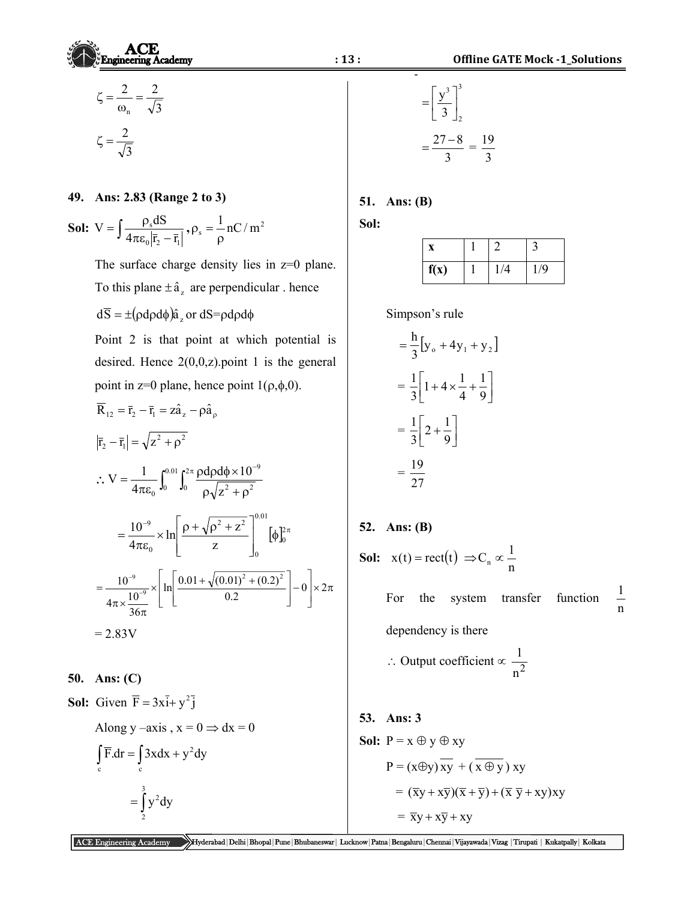$$\zeta = \frac{2}{\omega_n} = \frac{2}{\sqrt{3}}$$

$$\zeta = \frac{2}{\sqrt{3}}$$

**49. Ans: 2.83 (Range 2 to 3)**

**Sol:** $V = \int \frac{\rho_s dS}{4\pi\varepsilon_0 |\bar{r}_2 - \bar{r}_1|}$, $\rho_s = \frac{1}{\rho} \text{nC/m}^2$

The surface charge density lies in z=0 plane. To this plane $\pm\hat{a}_z$ are perpendicular . hence

$d\bar{S} = \pm(\rho d\rho d\phi)\hat{a}_z$ or $dS = \rho d\rho d\phi$

Point 2 is that point at which potential is desired. Hence 2(0,0,z).point 1 is the general point in z=0 plane, hence point 1($\rho$,$\phi$,0).

$$\overline{R}_{12} = \bar{r}_2 - \bar{r}_1 = z\hat{a}_z - \rho\hat{a}_\rho$$

$$|\bar{r}_2 - \bar{r}_1| = \sqrt{z^2 + \rho^2}$$

$$\therefore V = \frac{1}{4\pi\varepsilon_0}\int_0^{0.01}\int_0^{2\pi} \frac{\rho d\rho d\phi \times 10^{-9}}{\rho\sqrt{z^2+\rho^2}}$$

$$= \frac{10^{-9}}{4\pi\varepsilon_0} \times \ln\left[\frac{\rho + \sqrt{\rho^2+z^2}}{z}\right]_0^{0.01} [\phi]_0^{2\pi}$$

$$= \frac{10^{-9}}{4\pi \times \frac{10^{-9}}{36\pi}} \times \left[\ln\left[\frac{0.01 + \sqrt{(0.01)^2 + (0.2)^2}}{0.2}\right] - 0\right] \times 2\pi$$

= 2.83V

**50. Ans: (C)**

**Sol:** Given $\bar{F} = 3x\bar{i} + y^2\bar{j}$

Along y –axis , x = 0 $\Rightarrow$ dx = 0

$$\int_c \bar{F}.d\bar{r} = \int_c 3x dx + y^2 dy$$

$$= \int_2^3 y^2 dy$$

$$= \left[\frac{y^3}{3}\right]_2^3$$

$$= \frac{27-8}{3} = \frac{19}{3}$$

**51. Ans: (B)**

**Sol:**

| x | 1 | 2 | 3 |
|---|---|---|---|
| f(x) | 1 | 1/4 | 1/9 |

Simpson's rule

$$= \frac{h}{3}[y_o + 4y_1 + y_2]$$

$$= \frac{1}{3}\left[1 + 4 \times \frac{1}{4} + \frac{1}{9}\right]$$

$$= \frac{1}{3}\left[2 + \frac{1}{9}\right]$$

$$= \frac{19}{27}$$

**52. Ans: (B)**

**Sol:** $x(t) = \text{rect}(t) \Rightarrow C_n \propto \frac{1}{n}$

For the system transfer function $\frac{1}{n}$ dependency is there

$\therefore$ Output coefficient $\propto \frac{1}{n^2}$

**53. Ans: 3**

**Sol:** $P = x \oplus y \oplus xy$

$P = (x \oplus y)\overline{xy} + (\overline{x \oplus y})xy$

$= (\bar{x}y + x\bar{y})(\bar{x} + \bar{y}) + (\bar{x}\,\bar{y} + xy)xy$

$= \bar{x}y + x\bar{y} + xy$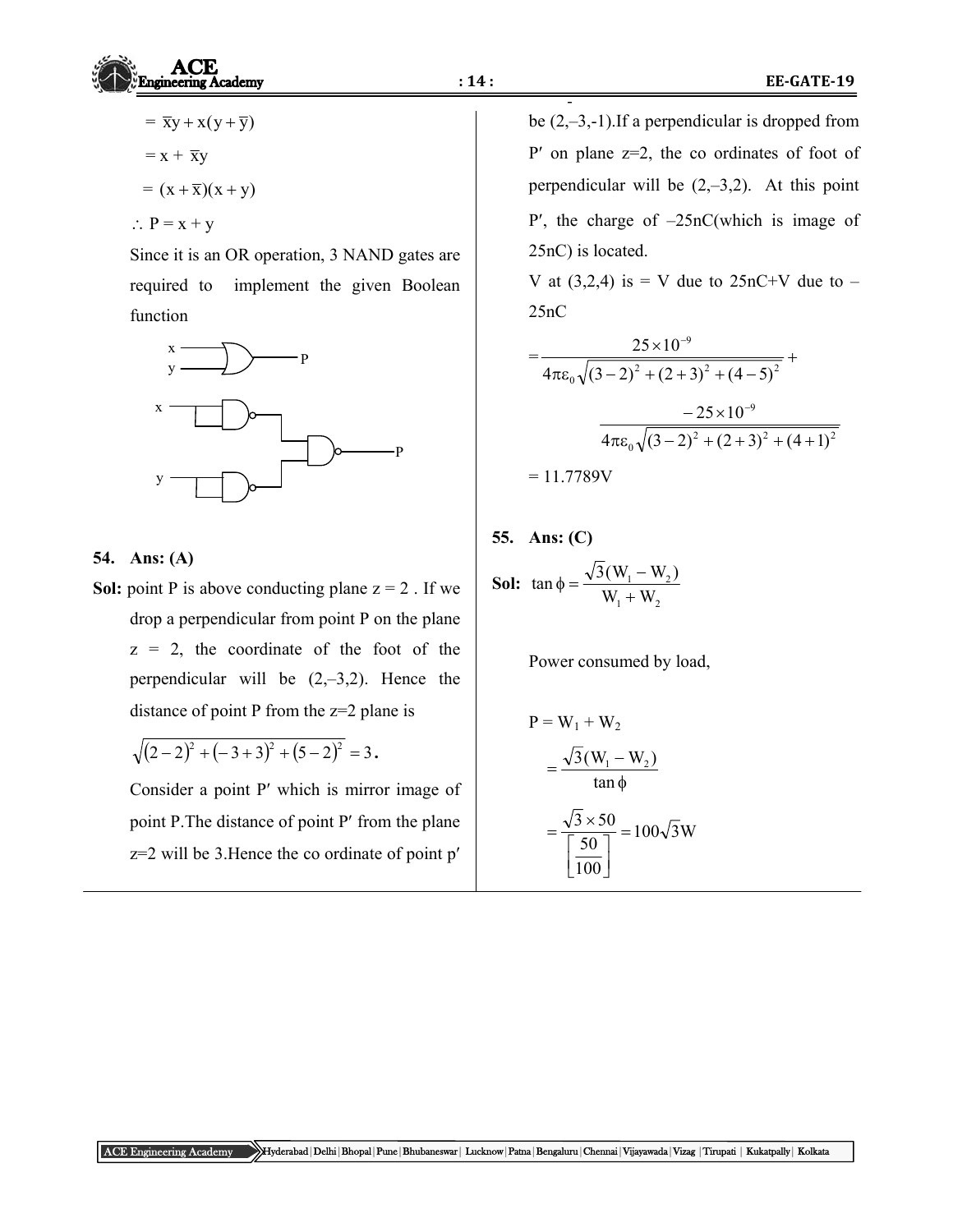$= \bar{x}y + x(y + \bar{y})$

$= x + \bar{x}y$

$= (x + \bar{x})(x + y)$

$\therefore P = x + y$

Since it is an OR operation, 3 NAND gates are required to implement the given Boolean function

x
y
P

x
P
y

**54. Ans: (A)**

**Sol:** point P is above conducting plane z = 2 . If we drop a perpendicular from point P on the plane z = 2, the coordinate of the foot of the perpendicular will be (2,–3,2). Hence the distance of point P from the z=2 plane is

$\sqrt{(2-2)^2 + (-3+3)^2 + (5-2)^2} = 3.$

Consider a point P′ which is mirror image of point P.The distance of point P′ from the plane z=2 will be 3.Hence the co ordinate of point p′ be (2,–3,-1).If a perpendicular is dropped from P′ on plane z=2, the co ordinates of foot of perpendicular will be (2,–3,2). At this point P′, the charge of –25nC(which is image of 25nC) is located.

V at (3,2,4) is = V due to 25nC+V due to –25nC

$$= \frac{25 \times 10^{-9}}{4\pi\varepsilon_0 \sqrt{(3-2)^2 + (2+3)^2 + (4-5)^2}} + \frac{-25 \times 10^{-9}}{4\pi\varepsilon_0 \sqrt{(3-2)^2 + (2+3)^2 + (4+1)^2}}$$

= 11.7789V

**55. Ans: (C)**

**Sol:** $\tan\phi = \dfrac{\sqrt{3}(W_1 - W_2)}{W_1 + W_2}$

Power consumed by load,

$P = W_1 + W_2$

$$= \frac{\sqrt{3}(W_1 - W_2)}{\tan\phi}$$

$$= \frac{\sqrt{3} \times 50}{\left[\dfrac{50}{100}\right]} = 100\sqrt{3}\text{W}$$